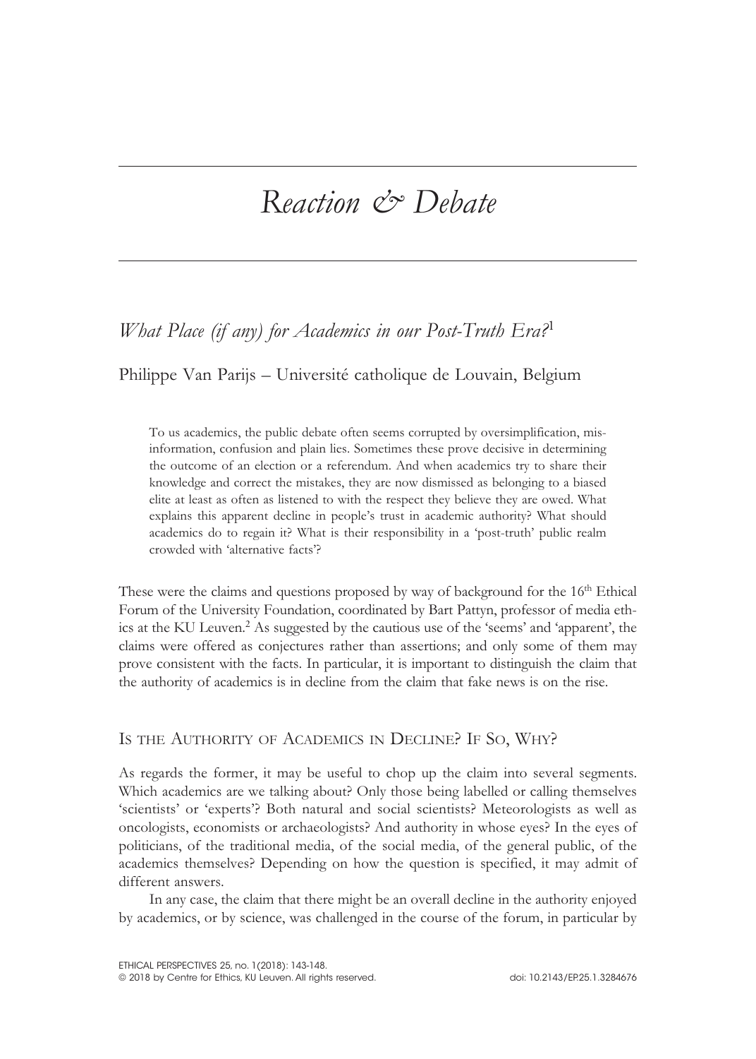# *Reaction & Debate*

## *What Place (if any) for Academics in our Post-Truth Era?*[1]

Philippe Van Parijs – Université catholique de Louvain, Belgium

> To us academics, the public debate often seems corrupted by oversimplification, misinformation, confusion and plain lies. Sometimes these prove decisive in determining the outcome of an election or a referendum. And when academics try to share their knowledge and correct the mistakes, they are now dismissed as belonging to a biased elite at least as often as listened to with the respect they believe they are owed. What explains this apparent decline in people's trust in academic authority? What should academics do to regain it? What is their responsibility in a 'post-truth' public realm crowded with 'alternative facts'?

These were the claims and questions proposed by way of background for the 16th Ethical Forum of the University Foundation, coordinated by Bart Pattyn, professor of media ethics at the KU Leuven.[2] As suggested by the cautious use of the 'seems' and 'apparent', the claims were offered as conjectures rather than assertions; and only some of them may prove consistent with the facts. In particular, it is important to distinguish the claim that the authority of academics is in decline from the claim that fake news is on the rise.

### Is the Authority of Academics in Decline? If So, Why?

As regards the former, it may be useful to chop up the claim into several segments. Which academics are we talking about? Only those being labelled or calling themselves 'scientists' or 'experts'? Both natural and social scientists? Meteorologists as well as oncologists, economists or archaeologists? And authority in whose eyes? In the eyes of politicians, of the traditional media, of the social media, of the general public, of the academics themselves? Depending on how the question is specified, it may admit of different answers.

In any case, the claim that there might be an overall decline in the authority enjoyed by academics, or by science, was challenged in the course of the forum, in particular by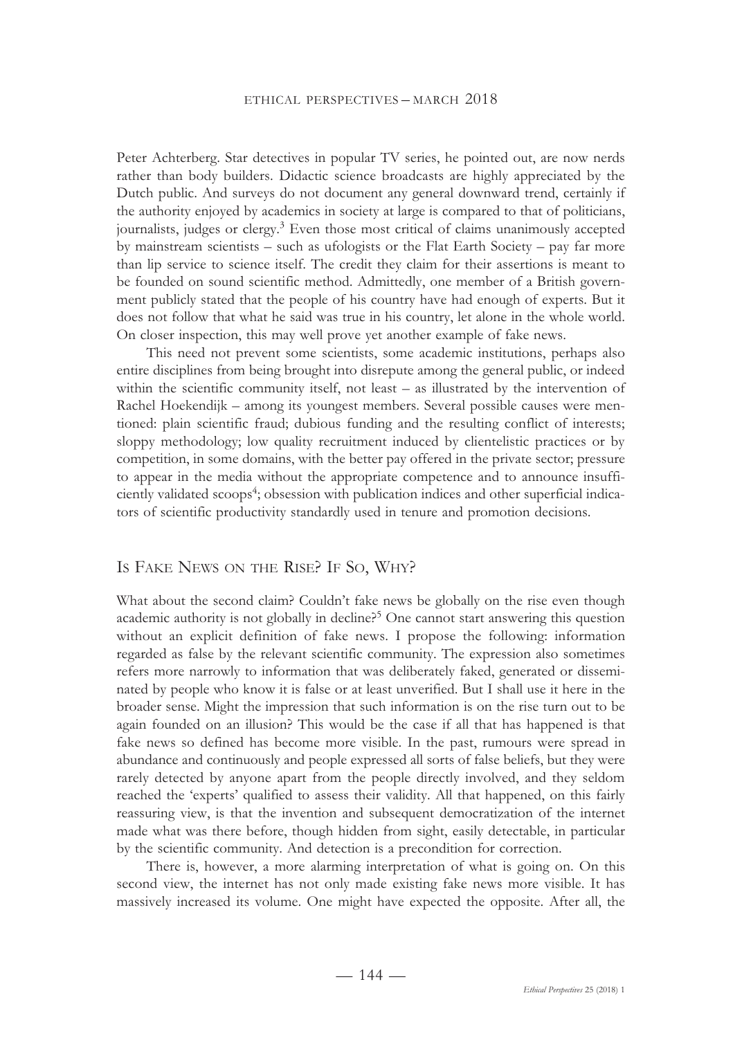Peter Achterberg. Star detectives in popular TV series, he pointed out, are now nerds rather than body builders. Didactic science broadcasts are highly appreciated by the Dutch public. And surveys do not document any general downward trend, certainly if the authority enjoyed by academics in society at large is compared to that of politicians, journalists, judges or clergy.[3] Even those most critical of claims unanimously accepted by mainstream scientists – such as ufologists or the Flat Earth Society – pay far more than lip service to science itself. The credit they claim for their assertions is meant to be founded on sound scientific method. Admittedly, one member of a British government publicly stated that the people of his country have had enough of experts. But it does not follow that what he said was true in his country, let alone in the whole world. On closer inspection, this may well prove yet another example of fake news.

This need not prevent some scientists, some academic institutions, perhaps also entire disciplines from being brought into disrepute among the general public, or indeed within the scientific community itself, not least – as illustrated by the intervention of Rachel Hoekendijk – among its youngest members. Several possible causes were mentioned: plain scientific fraud; dubious funding and the resulting conflict of interests; sloppy methodology; low quality recruitment induced by clientelistic practices or by competition, in some domains, with the better pay offered in the private sector; pressure to appear in the media without the appropriate competence and to announce insufficiently validated scoops[4]; obsession with publication indices and other superficial indicators of scientific productivity standardly used in tenure and promotion decisions.

## Is Fake News on the Rise? If So, Why?

What about the second claim? Couldn't fake news be globally on the rise even though academic authority is not globally in decline?[5] One cannot start answering this question without an explicit definition of fake news. I propose the following: information regarded as false by the relevant scientific community. The expression also sometimes refers more narrowly to information that was deliberately faked, generated or disseminated by people who know it is false or at least unverified. But I shall use it here in the broader sense. Might the impression that such information is on the rise turn out to be again founded on an illusion? This would be the case if all that has happened is that fake news so defined has become more visible. In the past, rumours were spread in abundance and continuously and people expressed all sorts of false beliefs, but they were rarely detected by anyone apart from the people directly involved, and they seldom reached the 'experts' qualified to assess their validity. All that happened, on this fairly reassuring view, is that the invention and subsequent democratization of the internet made what was there before, though hidden from sight, easily detectable, in particular by the scientific community. And detection is a precondition for correction.

There is, however, a more alarming interpretation of what is going on. On this second view, the internet has not only made existing fake news more visible. It has massively increased its volume. One might have expected the opposite. After all, the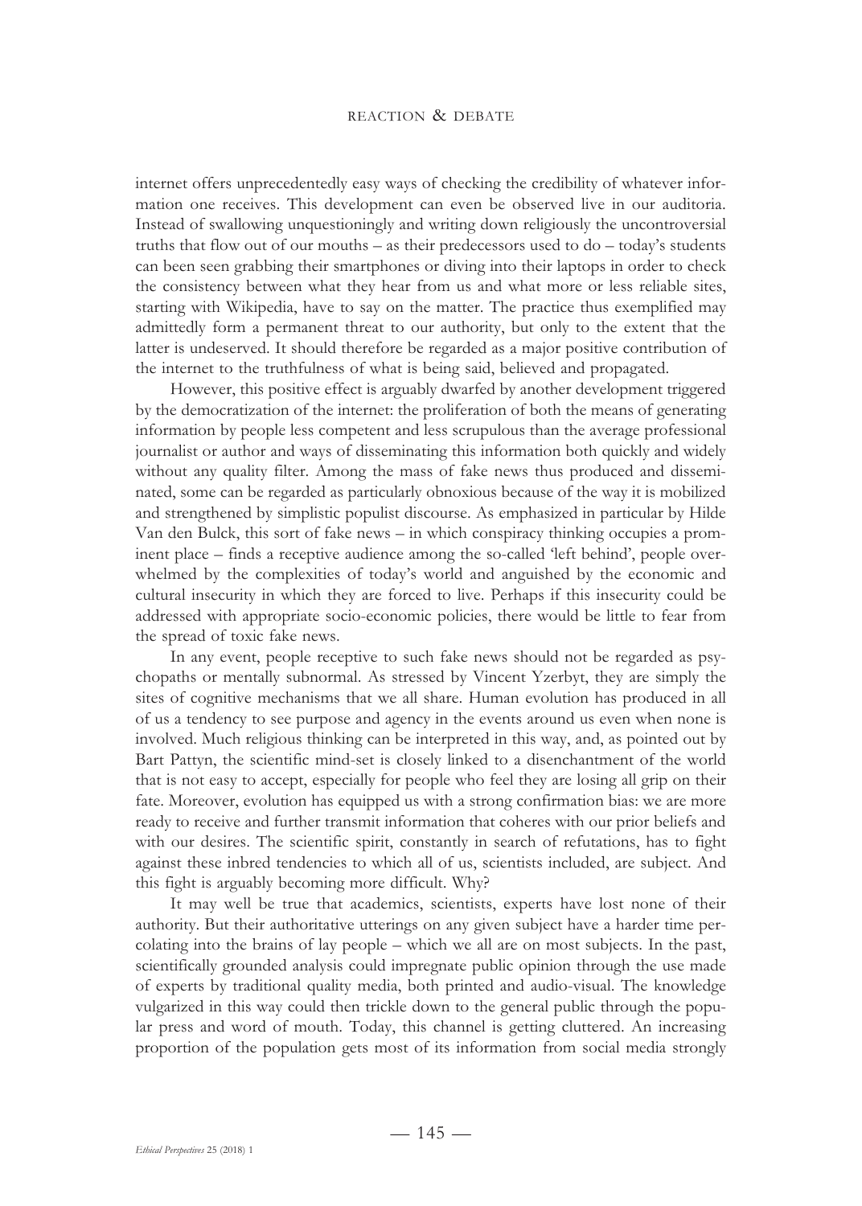internet offers unprecedentedly easy ways of checking the credibility of whatever information one receives. This development can even be observed live in our auditoria. Instead of swallowing unquestioningly and writing down religiously the uncontroversial truths that flow out of our mouths – as their predecessors used to do – today's students can been seen grabbing their smartphones or diving into their laptops in order to check the consistency between what they hear from us and what more or less reliable sites, starting with Wikipedia, have to say on the matter. The practice thus exemplified may admittedly form a permanent threat to our authority, but only to the extent that the latter is undeserved. It should therefore be regarded as a major positive contribution of the internet to the truthfulness of what is being said, believed and propagated.

However, this positive effect is arguably dwarfed by another development triggered by the democratization of the internet: the proliferation of both the means of generating information by people less competent and less scrupulous than the average professional journalist or author and ways of disseminating this information both quickly and widely without any quality filter. Among the mass of fake news thus produced and disseminated, some can be regarded as particularly obnoxious because of the way it is mobilized and strengthened by simplistic populist discourse. As emphasized in particular by Hilde Van den Bulck, this sort of fake news – in which conspiracy thinking occupies a prominent place – finds a receptive audience among the so-called 'left behind', people overwhelmed by the complexities of today's world and anguished by the economic and cultural insecurity in which they are forced to live. Perhaps if this insecurity could be addressed with appropriate socio-economic policies, there would be little to fear from the spread of toxic fake news.

In any event, people receptive to such fake news should not be regarded as psychopaths or mentally subnormal. As stressed by Vincent Yzerbyt, they are simply the sites of cognitive mechanisms that we all share. Human evolution has produced in all of us a tendency to see purpose and agency in the events around us even when none is involved. Much religious thinking can be interpreted in this way, and, as pointed out by Bart Pattyn, the scientific mind-set is closely linked to a disenchantment of the world that is not easy to accept, especially for people who feel they are losing all grip on their fate. Moreover, evolution has equipped us with a strong confirmation bias: we are more ready to receive and further transmit information that coheres with our prior beliefs and with our desires. The scientific spirit, constantly in search of refutations, has to fight against these inbred tendencies to which all of us, scientists included, are subject. And this fight is arguably becoming more difficult. Why?

It may well be true that academics, scientists, experts have lost none of their authority. But their authoritative utterings on any given subject have a harder time percolating into the brains of lay people – which we all are on most subjects. In the past, scientifically grounded analysis could impregnate public opinion through the use made of experts by traditional quality media, both printed and audio-visual. The knowledge vulgarized in this way could then trickle down to the general public through the popular press and word of mouth. Today, this channel is getting cluttered. An increasing proportion of the population gets most of its information from social media strongly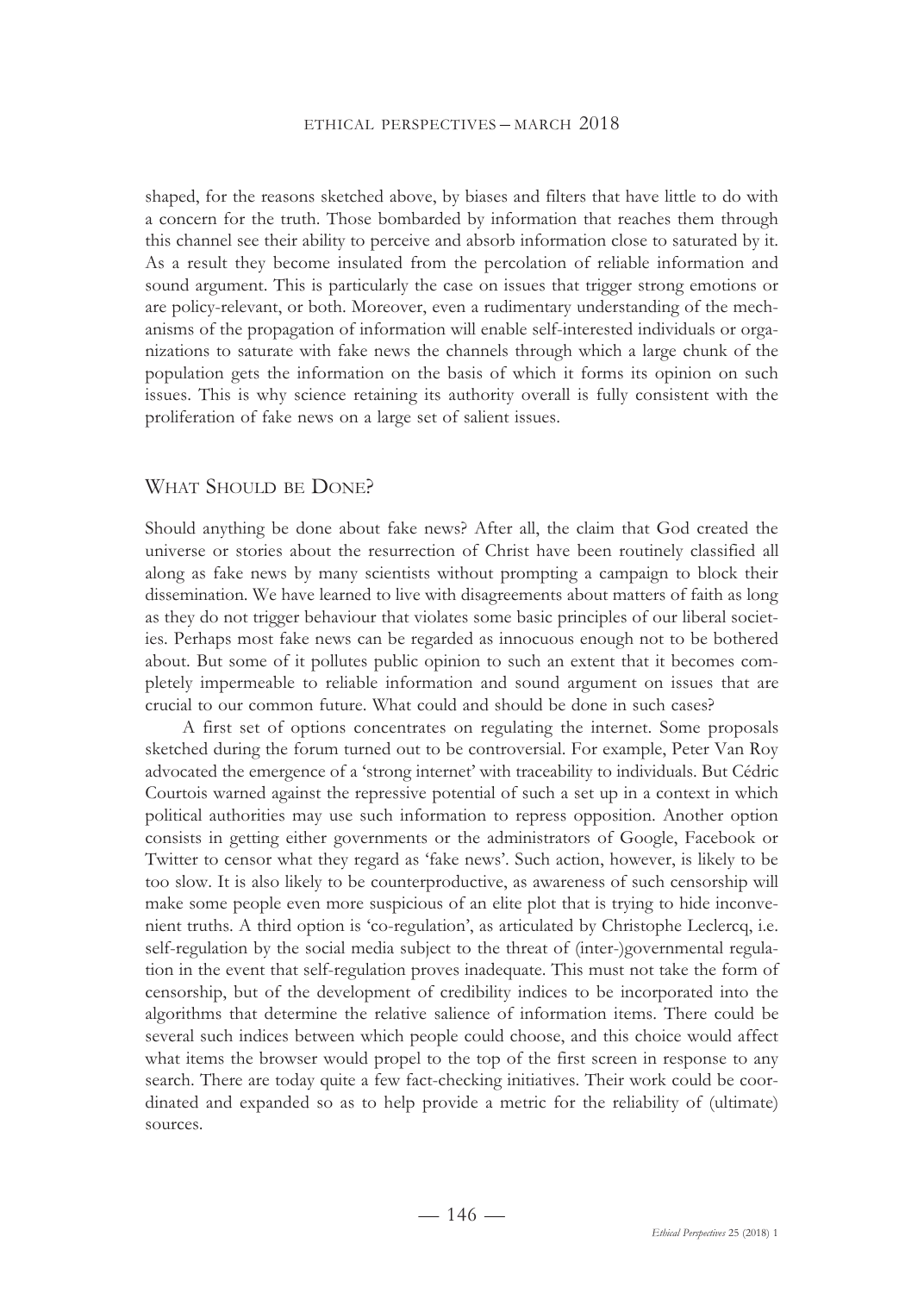shaped, for the reasons sketched above, by biases and filters that have little to do with a concern for the truth. Those bombarded by information that reaches them through this channel see their ability to perceive and absorb information close to saturated by it. As a result they become insulated from the percolation of reliable information and sound argument. This is particularly the case on issues that trigger strong emotions or are policy-relevant, or both. Moreover, even a rudimentary understanding of the mechanisms of the propagation of information will enable self-interested individuals or organizations to saturate with fake news the channels through which a large chunk of the population gets the information on the basis of which it forms its opinion on such issues. This is why science retaining its authority overall is fully consistent with the proliferation of fake news on a large set of salient issues.

## What Should be Done?

Should anything be done about fake news? After all, the claim that God created the universe or stories about the resurrection of Christ have been routinely classified all along as fake news by many scientists without prompting a campaign to block their dissemination. We have learned to live with disagreements about matters of faith as long as they do not trigger behaviour that violates some basic principles of our liberal societies. Perhaps most fake news can be regarded as innocuous enough not to be bothered about. But some of it pollutes public opinion to such an extent that it becomes completely impermeable to reliable information and sound argument on issues that are crucial to our common future. What could and should be done in such cases?

A first set of options concentrates on regulating the internet. Some proposals sketched during the forum turned out to be controversial. For example, Peter Van Roy advocated the emergence of a 'strong internet' with traceability to individuals. But Cédric Courtois warned against the repressive potential of such a set up in a context in which political authorities may use such information to repress opposition. Another option consists in getting either governments or the administrators of Google, Facebook or Twitter to censor what they regard as 'fake news'. Such action, however, is likely to be too slow. It is also likely to be counterproductive, as awareness of such censorship will make some people even more suspicious of an elite plot that is trying to hide inconvenient truths. A third option is 'co-regulation', as articulated by Christophe Leclercq, i.e. self-regulation by the social media subject to the threat of (inter-)governmental regulation in the event that self-regulation proves inadequate. This must not take the form of censorship, but of the development of credibility indices to be incorporated into the algorithms that determine the relative salience of information items. There could be several such indices between which people could choose, and this choice would affect what items the browser would propel to the top of the first screen in response to any search. There are today quite a few fact-checking initiatives. Their work could be coordinated and expanded so as to help provide a metric for the reliability of (ultimate) sources.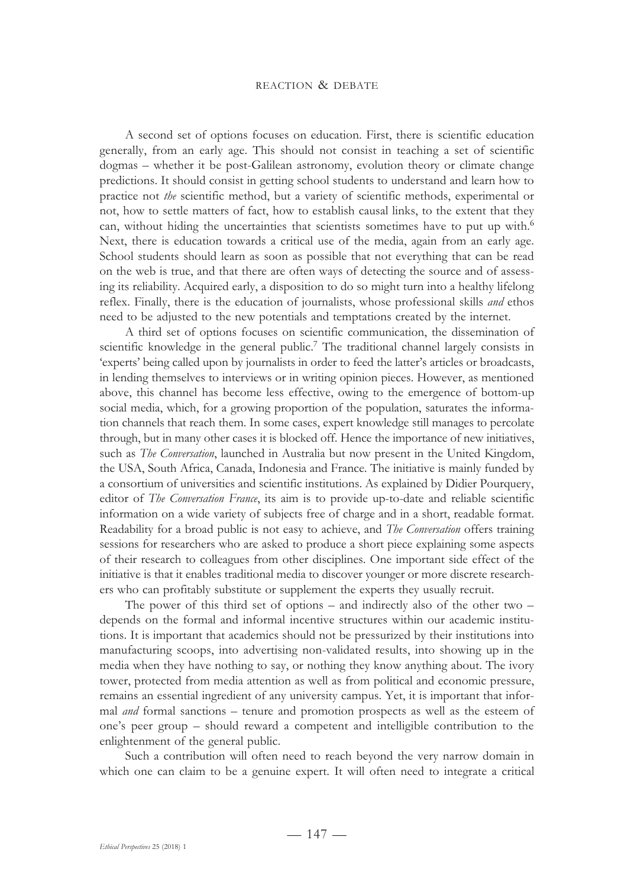A second set of options focuses on education. First, there is scientific education generally, from an early age. This should not consist in teaching a set of scientific dogmas – whether it be post-Galilean astronomy, evolution theory or climate change predictions. It should consist in getting school students to understand and learn how to practice not *the* scientific method, but a variety of scientific methods, experimental or not, how to settle matters of fact, how to establish causal links, to the extent that they can, without hiding the uncertainties that scientists sometimes have to put up with.[6] Next, there is education towards a critical use of the media, again from an early age. School students should learn as soon as possible that not everything that can be read on the web is true, and that there are often ways of detecting the source and of assessing its reliability. Acquired early, a disposition to do so might turn into a healthy lifelong reflex. Finally, there is the education of journalists, whose professional skills *and* ethos need to be adjusted to the new potentials and temptations created by the internet.

A third set of options focuses on scientific communication, the dissemination of scientific knowledge in the general public.[7] The traditional channel largely consists in 'experts' being called upon by journalists in order to feed the latter's articles or broadcasts, in lending themselves to interviews or in writing opinion pieces. However, as mentioned above, this channel has become less effective, owing to the emergence of bottom-up social media, which, for a growing proportion of the population, saturates the information channels that reach them. In some cases, expert knowledge still manages to percolate through, but in many other cases it is blocked off. Hence the importance of new initiatives, such as *The Conversation*, launched in Australia but now present in the United Kingdom, the USA, South Africa, Canada, Indonesia and France. The initiative is mainly funded by a consortium of universities and scientific institutions. As explained by Didier Pourquery, editor of *The Conversation France*, its aim is to provide up-to-date and reliable scientific information on a wide variety of subjects free of charge and in a short, readable format. Readability for a broad public is not easy to achieve, and *The Conversation* offers training sessions for researchers who are asked to produce a short piece explaining some aspects of their research to colleagues from other disciplines. One important side effect of the initiative is that it enables traditional media to discover younger or more discrete researchers who can profitably substitute or supplement the experts they usually recruit.

The power of this third set of options – and indirectly also of the other two – depends on the formal and informal incentive structures within our academic institutions. It is important that academics should not be pressurized by their institutions into manufacturing scoops, into advertising non-validated results, into showing up in the media when they have nothing to say, or nothing they know anything about. The ivory tower, protected from media attention as well as from political and economic pressure, remains an essential ingredient of any university campus. Yet, it is important that informal *and* formal sanctions – tenure and promotion prospects as well as the esteem of one's peer group – should reward a competent and intelligible contribution to the enlightenment of the general public.

Such a contribution will often need to reach beyond the very narrow domain in which one can claim to be a genuine expert. It will often need to integrate a critical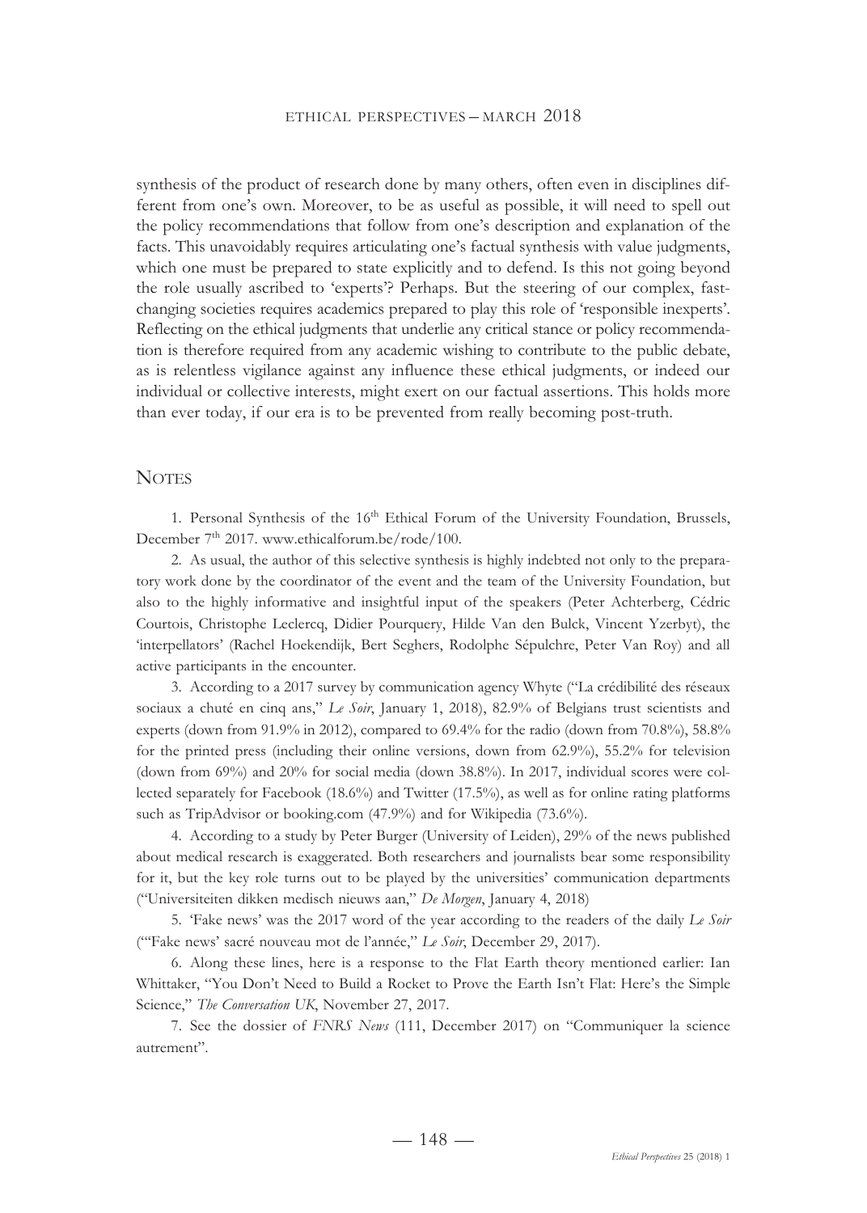synthesis of the product of research done by many others, often even in disciplines different from one's own. Moreover, to be as useful as possible, it will need to spell out the policy recommendations that follow from one's description and explanation of the facts. This unavoidably requires articulating one's factual synthesis with value judgments, which one must be prepared to state explicitly and to defend. Is this not going beyond the role usually ascribed to 'experts'? Perhaps. But the steering of our complex, fast-changing societies requires academics prepared to play this role of 'responsible inexperts'. Reflecting on the ethical judgments that underlie any critical stance or policy recommendation is therefore required from any academic wishing to contribute to the public debate, as is relentless vigilance against any influence these ethical judgments, or indeed our individual or collective interests, might exert on our factual assertions. This holds more than ever today, if our era is to be prevented from really becoming post-truth.

## Notes

1. Personal Synthesis of the 16th Ethical Forum of the University Foundation, Brussels, December 7th 2017. www.ethicalforum.be/rode/100.

2. As usual, the author of this selective synthesis is highly indebted not only to the preparatory work done by the coordinator of the event and the team of the University Foundation, but also to the highly informative and insightful input of the speakers (Peter Achterberg, Cédric Courtois, Christophe Leclercq, Didier Pourquery, Hilde Van den Bulck, Vincent Yzerbyt), the 'interpellators' (Rachel Hoekendijk, Bert Seghers, Rodolphe Sépulchre, Peter Van Roy) and all active participants in the encounter.

3. According to a 2017 survey by communication agency Whyte ("La crédibilité des réseaux sociaux a chuté en cinq ans," *Le Soir*, January 1, 2018), 82.9% of Belgians trust scientists and experts (down from 91.9% in 2012), compared to 69.4% for the radio (down from 70.8%), 58.8% for the printed press (including their online versions, down from 62.9%), 55.2% for television (down from 69%) and 20% for social media (down 38.8%). In 2017, individual scores were collected separately for Facebook (18.6%) and Twitter (17.5%), as well as for online rating platforms such as TripAdvisor or booking.com (47.9%) and for Wikipedia (73.6%).

4. According to a study by Peter Burger (University of Leiden), 29% of the news published about medical research is exaggerated. Both researchers and journalists bear some responsibility for it, but the key role turns out to be played by the universities' communication departments ("Universiteiten dikken medisch nieuws aan," *De Morgen*, January 4, 2018)

5. 'Fake news' was the 2017 word of the year according to the readers of the daily *Le Soir* ("'Fake news' sacré nouveau mot de l'année," *Le Soir*, December 29, 2017).

6. Along these lines, here is a response to the Flat Earth theory mentioned earlier: Ian Whittaker, "You Don't Need to Build a Rocket to Prove the Earth Isn't Flat: Here's the Simple Science," *The Conversation UK*, November 27, 2017.

7. See the dossier of *FNRS News* (111, December 2017) on "Communiquer la science autrement".